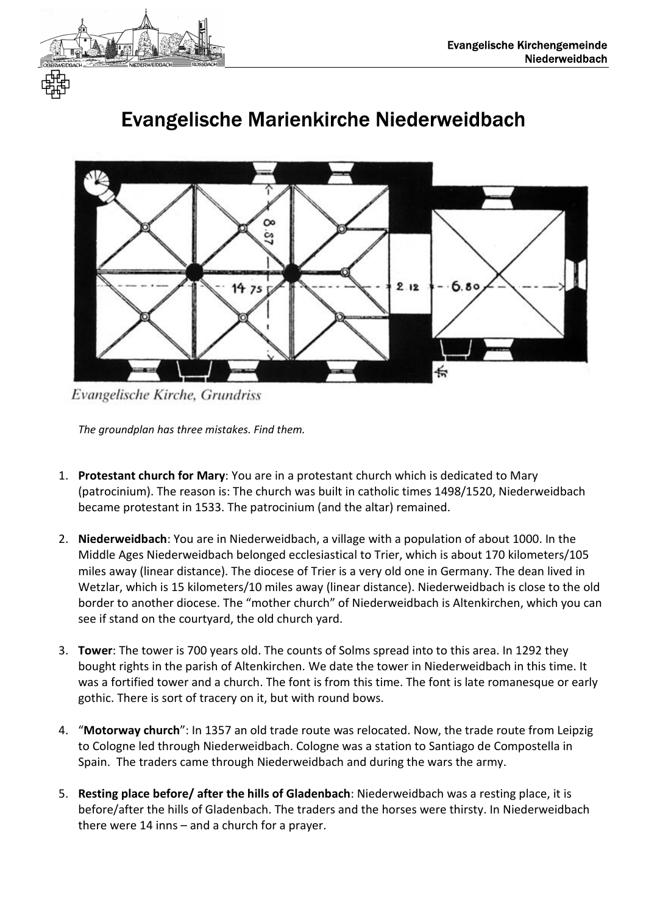# Evangelische Marienkirche Niederweidbach

Evangelische Kirche, Grundriss

*The groundplan has three mistakes. Find them.*

1. **Protestant church for Mary**: You are in a protestant church which is dedicated to Mary (patrocinium). The reason is: The church was built in catholic times 1498/1520, Niederweidbach became protestant in 1533. The patrocinium (and the altar) remained.

2. **Niederweidbach**: You are in Niederweidbach, a village with a population of about 1000. In the Middle Ages Niederweidbach belonged ecclesiastical to Trier, which is about 170 kilometers/105 miles away (linear distance). The diocese of Trier is a very old one in Germany. The dean lived in Wetzlar, which is 15 kilometers/10 miles away (linear distance). Niederweidbach is close to the old border to another diocese. The "mother church" of Niederweidbach is Altenkirchen, which you can see if stand on the courtyard, the old church yard.

3. **Tower**: The tower is 700 years old. The counts of Solms spread into to this area. In 1292 they bought rights in the parish of Altenkirchen. We date the tower in Niederweidbach in this time. It was a fortified tower and a church. The font is from this time. The font is late romanesque or early gothic. There is sort of tracery on it, but with round bows.

4. "**Motorway church**": In 1357 an old trade route was relocated. Now, the trade route from Leipzig to Cologne led through Niederweidbach. Cologne was a station to Santiago de Compostella in Spain. The traders came through Niederweidbach and during the wars the army.

5. **Resting place before/ after the hills of Gladenbach**: Niederweidbach was a resting place, it is before/after the hills of Gladenbach. The traders and the horses were thirsty. In Niederweidbach there were 14 inns – and a church for a prayer.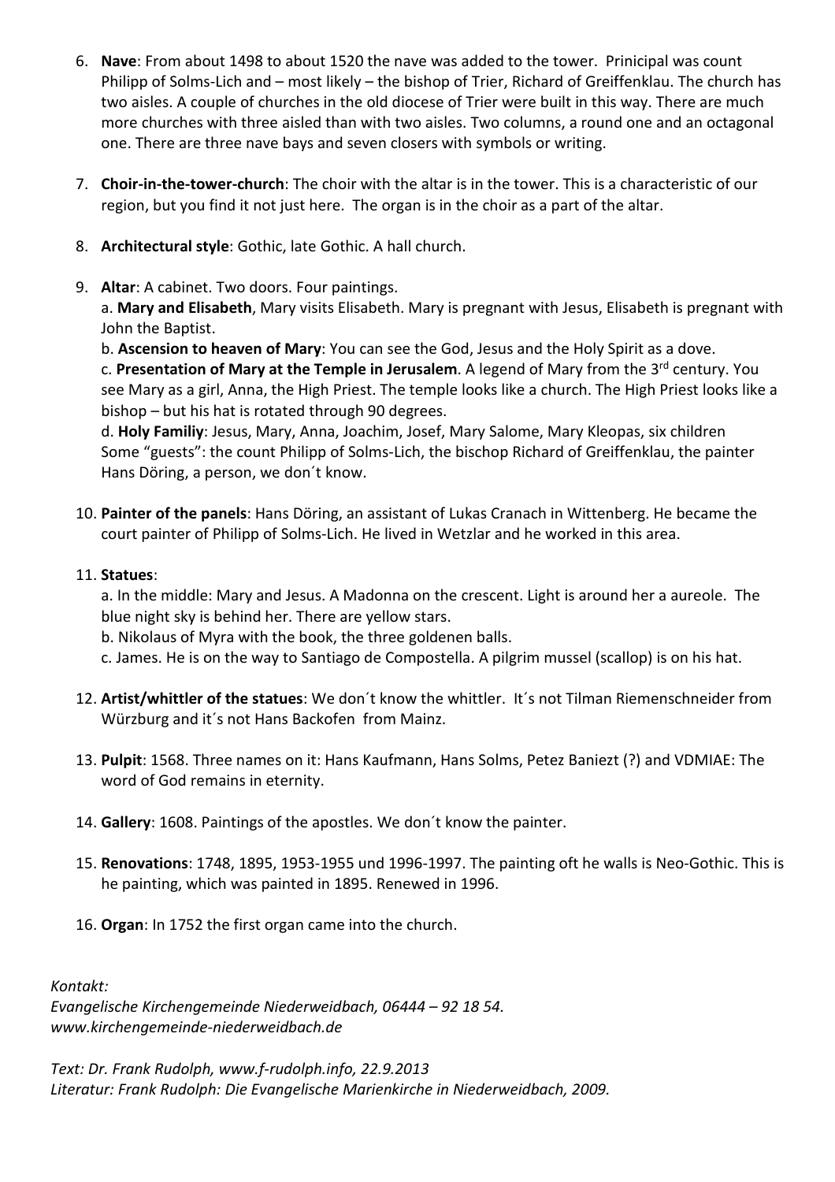6. **Nave**: From about 1498 to about 1520 the nave was added to the tower. Prinicipal was count Philipp of Solms-Lich and – most likely – the bishop of Trier, Richard of Greiffenklau. The church has two aisles. A couple of churches in the old diocese of Trier were built in this way. There are much more churches with three aisled than with two aisles. Two columns, a round one and an octagonal one. There are three nave bays and seven closers with symbols or writing.

7. **Choir-in-the-tower-church**: The choir with the altar is in the tower. This is a characteristic of our region, but you find it not just here. The organ is in the choir as a part of the altar.

8. **Architectural style**: Gothic, late Gothic. A hall church.

9. **Altar**: A cabinet. Two doors. Four paintings.
   a. **Mary and Elisabeth**, Mary visits Elisabeth. Mary is pregnant with Jesus, Elisabeth is pregnant with John the Baptist.
   b. **Ascension to heaven of Mary**: You can see the God, Jesus and the Holy Spirit as a dove.
   c. **Presentation of Mary at the Temple in Jerusalem**. A legend of Mary from the 3rd century. You see Mary as a girl, Anna, the High Priest. The temple looks like a church. The High Priest looks like a bishop – but his hat is rotated through 90 degrees.
   d. **Holy Familiy**: Jesus, Mary, Anna, Joachim, Josef, Mary Salome, Mary Kleopas, six children
   Some "guests": the count Philipp of Solms-Lich, the bischop Richard of Greiffenklau, the painter Hans Döring, a person, we don´t know.

10. **Painter of the panels**: Hans Döring, an assistant of Lukas Cranach in Wittenberg. He became the court painter of Philipp of Solms-Lich. He lived in Wetzlar and he worked in this area.

11. **Statues**:
    a. In the middle: Mary and Jesus. A Madonna on the crescent. Light is around her a aureole. The blue night sky is behind her. There are yellow stars.
    b. Nikolaus of Myra with the book, the three goldenen balls.
    c. James. He is on the way to Santiago de Compostella. A pilgrim mussel (scallop) is on his hat.

12. **Artist/whittler of the statues**: We don´t know the whittler. It´s not Tilman Riemenschneider from Würzburg and it´s not Hans Backofen from Mainz.

13. **Pulpit**: 1568. Three names on it: Hans Kaufmann, Hans Solms, Petez Baniezt (?) and VDMIAE: The word of God remains in eternity.

14. **Gallery**: 1608. Paintings of the apostles. We don´t know the painter.

15. **Renovations**: 1748, 1895, 1953-1955 und 1996-1997. The painting oft he walls is Neo-Gothic. This is he painting, which was painted in 1895. Renewed in 1996.

16. **Organ**: In 1752 the first organ came into the church.

*Kontakt:*
*Evangelische Kirchengemeinde Niederweidbach, 06444 – 92 18 54.*
*www.kirchengemeinde-niederweidbach.de*

*Text: Dr. Frank Rudolph, www.f-rudolph.info, 22.9.2013*
*Literatur: Frank Rudolph: Die Evangelische Marienkirche in Niederweidbach, 2009.*